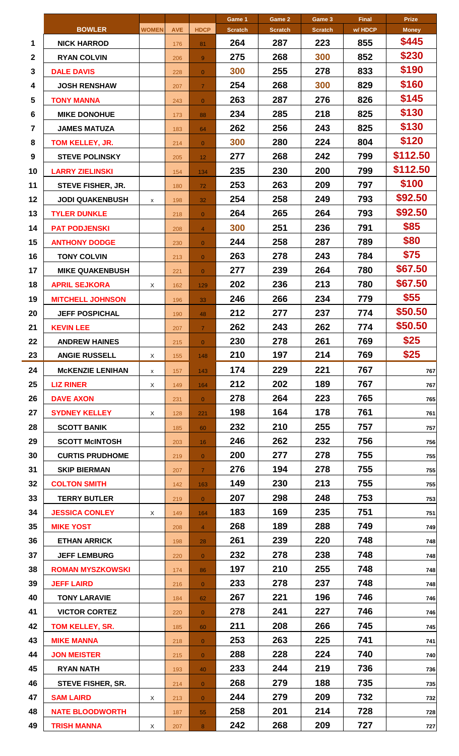| | BOWLER | WOMEN | AVE | HDCP | Game 1 Scratch | Game 2 Scratch | Game 3 Scratch | Final w/ HDCP | Prize Money |
|---|---|---|---|---|---|---|---|---|---|
| 1 | NICK HARROD | | 176 | 81 | 264 | 287 | 223 | 855 | $445 |
| 2 | RYAN COLVIN | | 206 | 9 | 275 | 268 | 300 | 852 | $230 |
| 3 | DALE DAVIS | | 228 | 0 | 300 | 255 | 278 | 833 | $190 |
| 4 | JOSH RENSHAW | | 207 | 7 | 254 | 268 | 300 | 829 | $160 |
| 5 | TONY MANNA | | 243 | 0 | 263 | 287 | 276 | 826 | $145 |
| 6 | MIKE DONOHUE | | 173 | 88 | 234 | 285 | 218 | 825 | $130 |
| 7 | JAMES MATUZA | | 183 | 64 | 262 | 256 | 243 | 825 | $130 |
| 8 | TOM KELLEY, JR. | | 214 | 0 | 300 | 280 | 224 | 804 | $120 |
| 9 | STEVE POLINSKY | | 205 | 12 | 277 | 268 | 242 | 799 | $112.50 |
| 10 | LARRY ZIELINSKI | | 154 | 134 | 235 | 230 | 200 | 799 | $112.50 |
| 11 | STEVE FISHER, JR. | | 180 | 72 | 253 | 263 | 209 | 797 | $100 |
| 12 | JODI QUAKENBUSH | x | 198 | 32 | 254 | 258 | 249 | 793 | $92.50 |
| 13 | TYLER DUNKLE | | 218 | 0 | 264 | 265 | 264 | 793 | $92.50 |
| 14 | PAT PODJENSKI | | 208 | 4 | 300 | 251 | 236 | 791 | $85 |
| 15 | ANTHONY DODGE | | 230 | 0 | 244 | 258 | 287 | 789 | $80 |
| 16 | TONY COLVIN | | 213 | 0 | 263 | 278 | 243 | 784 | $75 |
| 17 | MIKE QUAKENBUSH | | 221 | 0 | 277 | 239 | 264 | 780 | $67.50 |
| 18 | APRIL SEJKORA | X | 162 | 129 | 202 | 236 | 213 | 780 | $67.50 |
| 19 | MITCHELL JOHNSON | | 196 | 33 | 246 | 266 | 234 | 779 | $55 |
| 20 | JEFF POSPICHAL | | 190 | 48 | 212 | 277 | 237 | 774 | $50.50 |
| 21 | KEVIN LEE | | 207 | 7 | 262 | 243 | 262 | 774 | $50.50 |
| 22 | ANDREW HAINES | | 215 | 0 | 230 | 278 | 261 | 769 | $25 |
| 23 | ANGIE RUSSELL | X | 155 | 148 | 210 | 197 | 214 | 769 | $25 |
| 24 | McKENZIE LENIHAN | x | 157 | 143 | 174 | 229 | 221 | 767 | 767 |
| 25 | LIZ RINER | X | 149 | 164 | 212 | 202 | 189 | 767 | 767 |
| 26 | DAVE AXON | | 231 | 0 | 278 | 264 | 223 | 765 | 765 |
| 27 | SYDNEY KELLEY | X | 128 | 221 | 198 | 164 | 178 | 761 | 761 |
| 28 | SCOTT BANIK | | 185 | 60 | 232 | 210 | 255 | 757 | 757 |
| 29 | SCOTT McINTOSH | | 203 | 16 | 246 | 262 | 232 | 756 | 756 |
| 30 | CURTIS PRUDHOME | | 219 | 0 | 200 | 277 | 278 | 755 | 755 |
| 31 | SKIP BIERMAN | | 207 | 7 | 276 | 194 | 278 | 755 | 755 |
| 32 | COLTON SMITH | | 142 | 163 | 149 | 230 | 213 | 755 | 755 |
| 33 | TERRY BUTLER | | 219 | 0 | 207 | 298 | 248 | 753 | 753 |
| 34 | JESSICA CONLEY | X | 149 | 164 | 183 | 169 | 235 | 751 | 751 |
| 35 | MIKE YOST | | 208 | 4 | 268 | 189 | 288 | 749 | 749 |
| 36 | ETHAN ARRICK | | 198 | 28 | 261 | 239 | 220 | 748 | 748 |
| 37 | JEFF LEMBURG | | 220 | 0 | 232 | 278 | 238 | 748 | 748 |
| 38 | ROMAN MYSZKOWSKI | | 174 | 86 | 197 | 210 | 255 | 748 | 748 |
| 39 | JEFF LAIRD | | 216 | 0 | 233 | 278 | 237 | 748 | 748 |
| 40 | TONY LARAVIE | | 184 | 62 | 267 | 221 | 196 | 746 | 746 |
| 41 | VICTOR CORTEZ | | 220 | 0 | 278 | 241 | 227 | 746 | 746 |
| 42 | TOM KELLEY, SR. | | 185 | 60 | 211 | 208 | 266 | 745 | 745 |
| 43 | MIKE MANNA | | 218 | 0 | 253 | 263 | 225 | 741 | 741 |
| 44 | JON MEISTER | | 215 | 0 | 288 | 228 | 224 | 740 | 740 |
| 45 | RYAN NATH | | 193 | 40 | 233 | 244 | 219 | 736 | 736 |
| 46 | STEVE FISHER, SR. | | 214 | 0 | 268 | 279 | 188 | 735 | 735 |
| 47 | SAM LAIRD | X | 213 | 0 | 244 | 279 | 209 | 732 | 732 |
| 48 | NATE BLOODWORTH | | 187 | 55 | 258 | 201 | 214 | 728 | 728 |
| 49 | TRISH MANNA | X | 207 | 8 | 242 | 268 | 209 | 727 | 727 |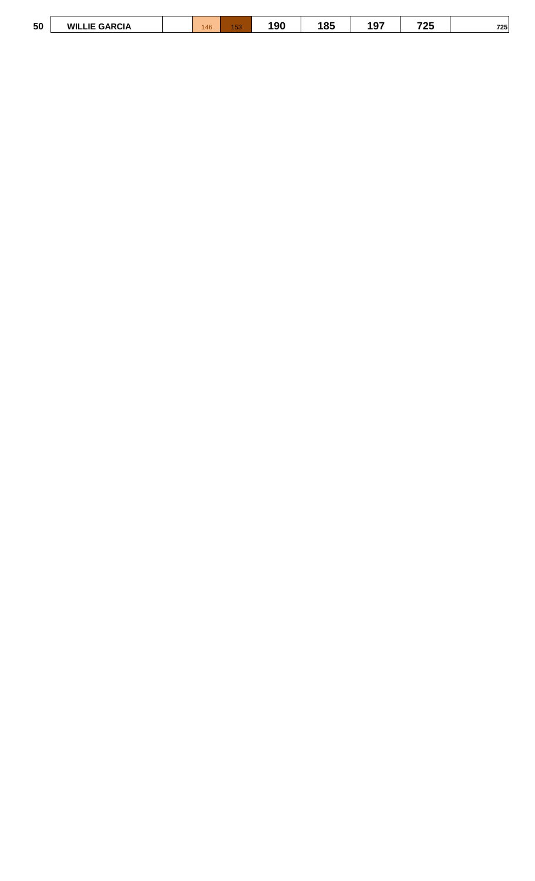| | | | | | | | | | |
|---|---|---|---|---|---|---|---|---|---|
| **50** | **WILLIE GARCIA** | | 146 | 153 | **190** | **185** | **197** | **725** | **725** |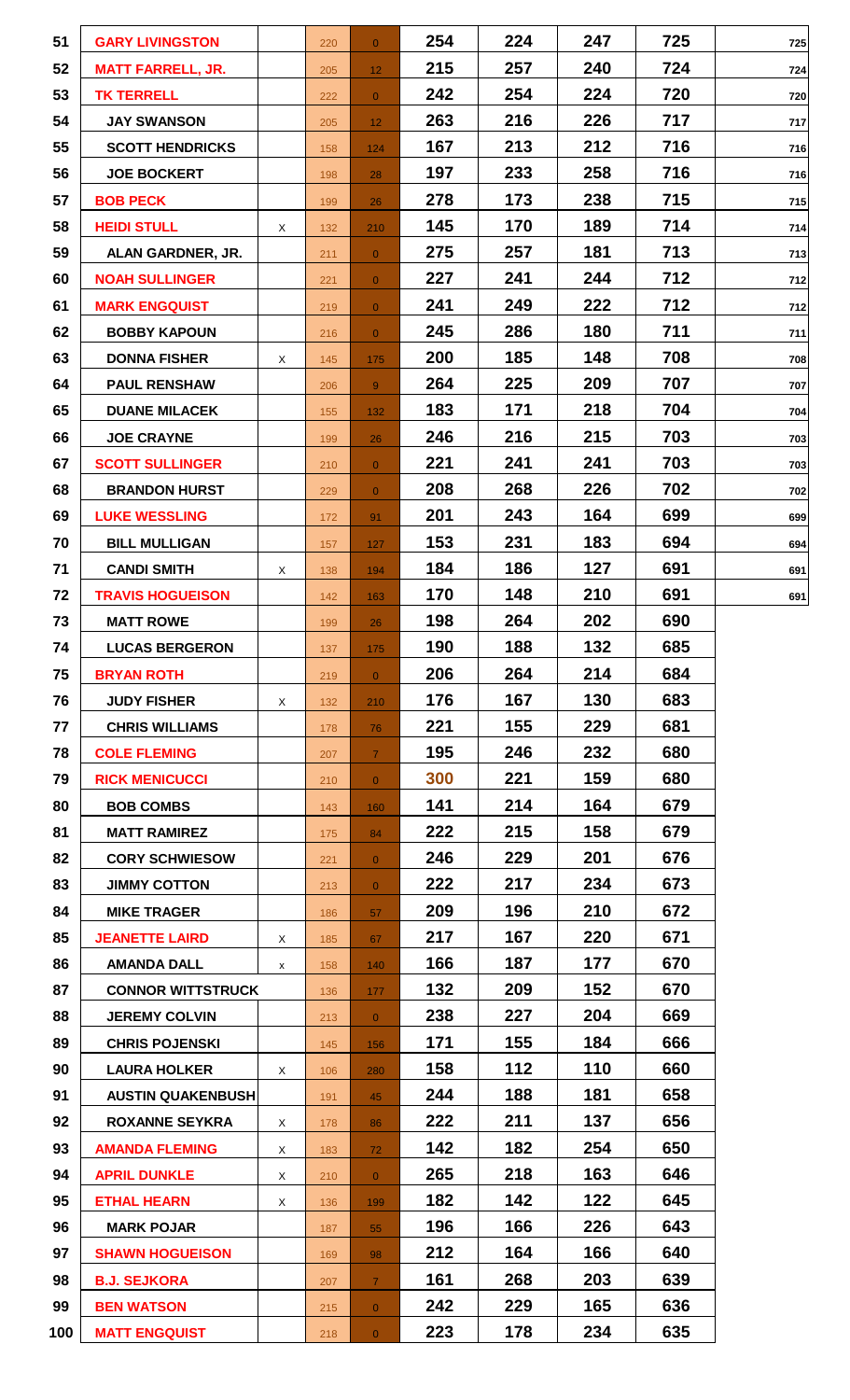| | | | | | | | | | |
|---|---|---|---|---|---|---|---|---|---|
| 51 | GARY LIVINGSTON | | 220 | 0 | 254 | 224 | 247 | 725 | 725 |
| 52 | MATT FARRELL, JR. | | 205 | 12 | 215 | 257 | 240 | 724 | 724 |
| 53 | TK TERRELL | | 222 | 0 | 242 | 254 | 224 | 720 | 720 |
| 54 | JAY SWANSON | | 205 | 12 | 263 | 216 | 226 | 717 | 717 |
| 55 | SCOTT HENDRICKS | | 158 | 124 | 167 | 213 | 212 | 716 | 716 |
| 56 | JOE BOCKERT | | 198 | 28 | 197 | 233 | 258 | 716 | 716 |
| 57 | BOB PECK | | 199 | 26 | 278 | 173 | 238 | 715 | 715 |
| 58 | HEIDI STULL | X | 132 | 210 | 145 | 170 | 189 | 714 | 714 |
| 59 | ALAN GARDNER, JR. | | 211 | 0 | 275 | 257 | 181 | 713 | 713 |
| 60 | NOAH SULLINGER | | 221 | 0 | 227 | 241 | 244 | 712 | 712 |
| 61 | MARK ENGQUIST | | 219 | 0 | 241 | 249 | 222 | 712 | 712 |
| 62 | BOBBY KAPOUN | | 216 | 0 | 245 | 286 | 180 | 711 | 711 |
| 63 | DONNA FISHER | X | 145 | 175 | 200 | 185 | 148 | 708 | 708 |
| 64 | PAUL RENSHAW | | 206 | 9 | 264 | 225 | 209 | 707 | 707 |
| 65 | DUANE MILACEK | | 155 | 132 | 183 | 171 | 218 | 704 | 704 |
| 66 | JOE CRAYNE | | 199 | 26 | 246 | 216 | 215 | 703 | 703 |
| 67 | SCOTT SULLINGER | | 210 | 0 | 221 | 241 | 241 | 703 | 703 |
| 68 | BRANDON HURST | | 229 | 0 | 208 | 268 | 226 | 702 | 702 |
| 69 | LUKE WESSLING | | 172 | 91 | 201 | 243 | 164 | 699 | 699 |
| 70 | BILL MULLIGAN | | 157 | 127 | 153 | 231 | 183 | 694 | 694 |
| 71 | CANDI SMITH | X | 138 | 194 | 184 | 186 | 127 | 691 | 691 |
| 72 | TRAVIS HOGUEISON | | 142 | 163 | 170 | 148 | 210 | 691 | 691 |
| 73 | MATT ROWE | | 199 | 26 | 198 | 264 | 202 | 690 | |
| 74 | LUCAS BERGERON | | 137 | 175 | 190 | 188 | 132 | 685 | |
| 75 | BRYAN ROTH | | 219 | 0 | 206 | 264 | 214 | 684 | |
| 76 | JUDY FISHER | X | 132 | 210 | 176 | 167 | 130 | 683 | |
| 77 | CHRIS WILLIAMS | | 178 | 76 | 221 | 155 | 229 | 681 | |
| 78 | COLE FLEMING | | 207 | 7 | 195 | 246 | 232 | 680 | |
| 79 | RICK MENICUCCI | | 210 | 0 | 300 | 221 | 159 | 680 | |
| 80 | BOB COMBS | | 143 | 160 | 141 | 214 | 164 | 679 | |
| 81 | MATT RAMIREZ | | 175 | 84 | 222 | 215 | 158 | 679 | |
| 82 | CORY SCHWIESOW | | 221 | 0 | 246 | 229 | 201 | 676 | |
| 83 | JIMMY COTTON | | 213 | 0 | 222 | 217 | 234 | 673 | |
| 84 | MIKE TRAGER | | 186 | 57 | 209 | 196 | 210 | 672 | |
| 85 | JEANETTE LAIRD | X | 185 | 67 | 217 | 167 | 220 | 671 | |
| 86 | AMANDA DALL | x | 158 | 140 | 166 | 187 | 177 | 670 | |
| 87 | CONNOR WITTSTRUCK | | 136 | 177 | 132 | 209 | 152 | 670 | |
| 88 | JEREMY COLVIN | | 213 | 0 | 238 | 227 | 204 | 669 | |
| 89 | CHRIS POJENSKI | | 145 | 156 | 171 | 155 | 184 | 666 | |
| 90 | LAURA HOLKER | X | 106 | 280 | 158 | 112 | 110 | 660 | |
| 91 | AUSTIN QUAKENBUSH | | 191 | 45 | 244 | 188 | 181 | 658 | |
| 92 | ROXANNE SEYKRA | X | 178 | 86 | 222 | 211 | 137 | 656 | |
| 93 | AMANDA FLEMING | X | 183 | 72 | 142 | 182 | 254 | 650 | |
| 94 | APRIL DUNKLE | X | 210 | 0 | 265 | 218 | 163 | 646 | |
| 95 | ETHAL HEARN | X | 136 | 199 | 182 | 142 | 122 | 645 | |
| 96 | MARK POJAR | | 187 | 55 | 196 | 166 | 226 | 643 | |
| 97 | SHAWN HOGUEISON | | 169 | 98 | 212 | 164 | 166 | 640 | |
| 98 | B.J. SEJKORA | | 207 | 7 | 161 | 268 | 203 | 639 | |
| 99 | BEN WATSON | | 215 | 0 | 242 | 229 | 165 | 636 | |
| 100 | MATT ENGQUIST | | 218 | 0 | 223 | 178 | 234 | 635 | |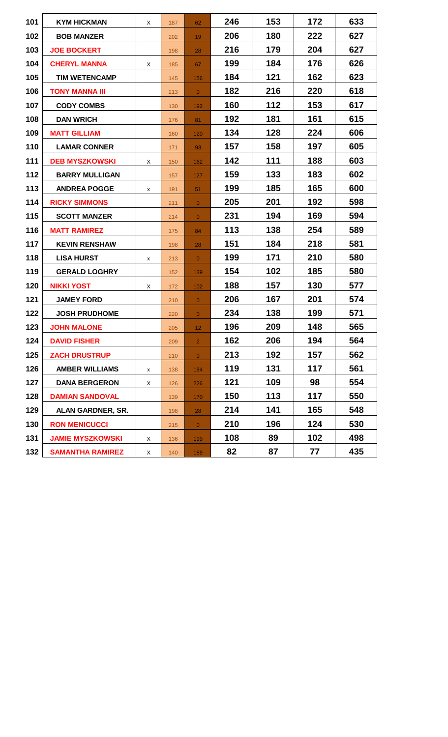| | | | | | | | | |
|---|---|---|---|---|---|---|---|---|
| 101 | **KYM HICKMAN** | X | 187 | 62 | **246** | **153** | **172** | **633** |
| 102 | **BOB MANZER** | | 202 | 19 | **206** | **180** | **222** | **627** |
| 103 | **JOE BOCKERT** | | 198 | 28 | **216** | **179** | **204** | **627** |
| 104 | **CHERYL MANNA** | X | 185 | 67 | **199** | **184** | **176** | **626** |
| 105 | **TIM WETENCAMP** | | 145 | 156 | **184** | **121** | **162** | **623** |
| 106 | **TONY MANNA III** | | 213 | 0 | **182** | **216** | **220** | **618** |
| 107 | **CODY COMBS** | | 130 | 192 | **160** | **112** | **153** | **617** |
| 108 | **DAN WRICH** | | 176 | 81 | **192** | **181** | **161** | **615** |
| 109 | **MATT GILLIAM** | | 160 | 120 | **134** | **128** | **224** | **606** |
| 110 | **LAMAR CONNER** | | 171 | 93 | **157** | **158** | **197** | **605** |
| 111 | **DEB MYSZKOWSKI** | X | 150 | 162 | **142** | **111** | **188** | **603** |
| 112 | **BARRY MULLIGAN** | | 157 | 127 | **159** | **133** | **183** | **602** |
| 113 | **ANDREA POGGE** | x | 191 | 51 | **199** | **185** | **165** | **600** |
| 114 | **RICKY SIMMONS** | | 211 | 0 | **205** | **201** | **192** | **598** |
| 115 | **SCOTT MANZER** | | 214 | 0 | **231** | **194** | **169** | **594** |
| 116 | **MATT RAMIREZ** | | 175 | 84 | **113** | **138** | **254** | **589** |
| 117 | **KEVIN RENSHAW** | | 198 | 28 | **151** | **184** | **218** | **581** |
| 118 | **LISA HURST** | x | 213 | 0 | **199** | **171** | **210** | **580** |
| 119 | **GERALD LOGHRY** | | 152 | 139 | **154** | **102** | **185** | **580** |
| 120 | **NIKKI YOST** | X | 172 | 102 | **188** | **157** | **130** | **577** |
| 121 | **JAMEY FORD** | | 210 | 0 | **206** | **167** | **201** | **574** |
| 122 | **JOSH PRUDHOME** | | 220 | 0 | **234** | **138** | **199** | **571** |
| 123 | **JOHN MALONE** | | 205 | 12 | **196** | **209** | **148** | **565** |
| 124 | **DAVID FISHER** | | 209 | 2 | **162** | **206** | **194** | **564** |
| 125 | **ZACH DRUSTRUP** | | 210 | 0 | **213** | **192** | **157** | **562** |
| 126 | **AMBER WILLIAMS** | x | 138 | 194 | **119** | **131** | **117** | **561** |
| 127 | **DANA BERGERON** | X | 126 | 226 | **121** | **109** | **98** | **554** |
| 128 | **DAMIAN SANDOVAL** | | 139 | 170 | **150** | **113** | **117** | **550** |
| 129 | **ALAN GARDNER, SR.** | | 198 | 28 | **214** | **141** | **165** | **548** |
| 130 | **RON MENICUCCI** | | 215 | 0 | **210** | **196** | **124** | **530** |
| 131 | **JAMIE MYSZKOWSKI** | X | 136 | 199 | **108** | **89** | **102** | **498** |
| 132 | **SAMANTHA RAMIREZ** | X | 140 | 189 | **82** | **87** | **77** | **435** |